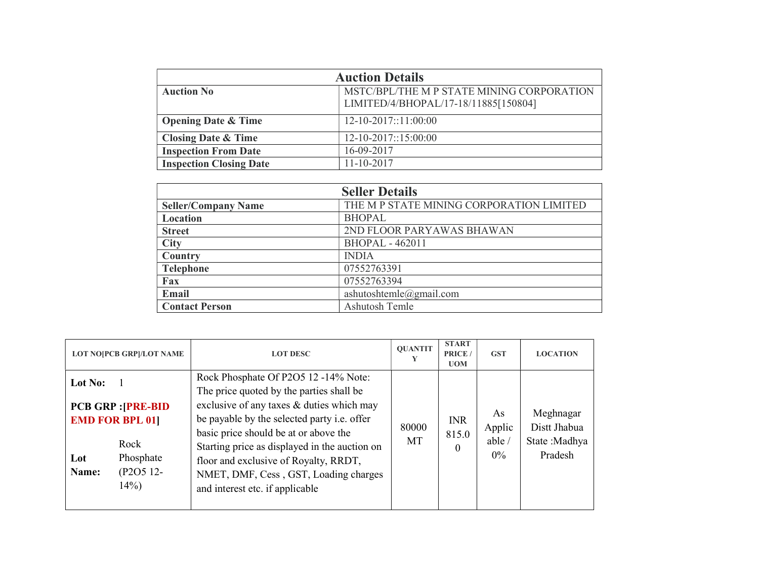| Auction Details | |
|---|---|
| **Auction No** | MSTC/BPL/THE M P STATE MINING CORPORATION LIMITED/4/BHOPAL/17-18/11885[150804] |
| **Opening Date & Time** | 12-10-2017::11:00:00 |
| **Closing Date & Time** | 12-10-2017::15:00:00 |
| **Inspection From Date** | 16-09-2017 |
| **Inspection Closing Date** | 11-10-2017 |

| Seller Details | |
|---|---|
| **Seller/Company Name** | THE M P STATE MINING CORPORATION LIMITED |
| **Location** | BHOPAL |
| **Street** | 2ND FLOOR PARYAWAS BHAWAN |
| **City** | BHOPAL - 462011 |
| **Country** | INDIA |
| **Telephone** | 07552763391 |
| **Fax** | 07552763394 |
| **Email** | ashutoshtemle@gmail.com |
| **Contact Person** | Ashutosh Temle |

| LOT NO[PCB GRP]/LOT NAME | LOT DESC | QUANTITY | START PRICE / UOM | GST | LOCATION |
|---|---|---|---|---|---|
| **Lot No:** 1 **PCB GRP :[PRE-BID EMD FOR BPL 01]** **Lot Name:** Rock Phosphate (P2O5 12-14%) | Rock Phosphate Of P2O5 12 -14% Note: The price quoted by the parties shall be exclusive of any taxes & duties which may be payable by the selected party i.e. offer basic price should be at or above the Starting price as displayed in the auction on floor and exclusive of Royalty, RRDT, NMET, DMF, Cess , GST, Loading charges and interest etc. if applicable | 80000 MT | INR 815.00 | As Applicable / 0% | Meghnagar Distt Jhabua State :Madhya Pradesh |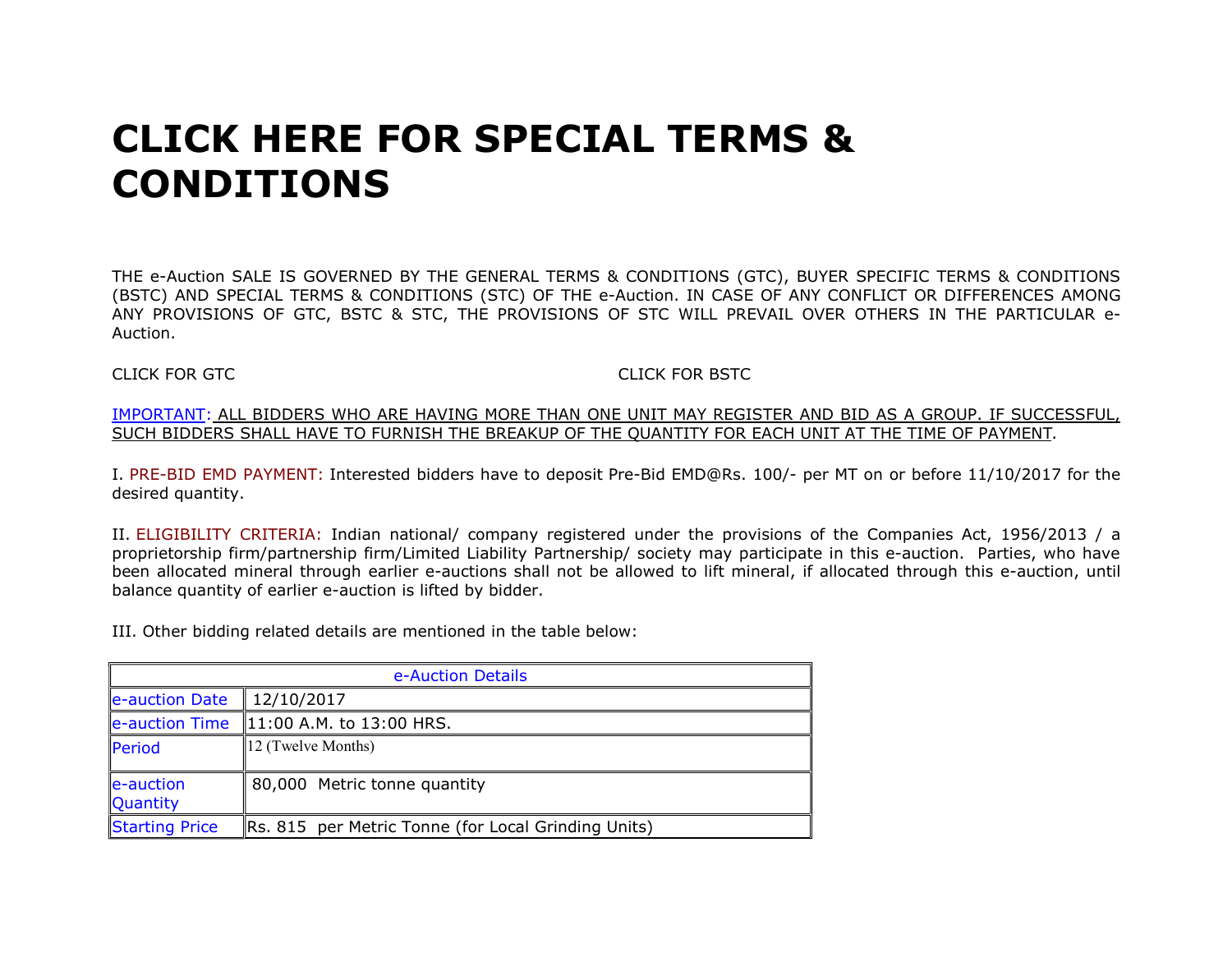# CLICK HERE FOR SPECIAL TERMS & CONDITIONS

THE e-Auction SALE IS GOVERNED BY THE GENERAL TERMS & CONDITIONS (GTC), BUYER SPECIFIC TERMS & CONDITIONS (BSTC) AND SPECIAL TERMS & CONDITIONS (STC) OF THE e-Auction. IN CASE OF ANY CONFLICT OR DIFFERENCES AMONG ANY PROVISIONS OF GTC, BSTC & STC, THE PROVISIONS OF STC WILL PREVAIL OVER OTHERS IN THE PARTICULAR e-Auction.

CLICK FOR GTC                                                    CLICK FOR BSTC

IMPORTANT: ALL BIDDERS WHO ARE HAVING MORE THAN ONE UNIT MAY REGISTER AND BID AS A GROUP. IF SUCCESSFUL, SUCH BIDDERS SHALL HAVE TO FURNISH THE BREAKUP OF THE QUANTITY FOR EACH UNIT AT THE TIME OF PAYMENT.

I. PRE-BID EMD PAYMENT: Interested bidders have to deposit Pre-Bid EMD@Rs. 100/- per MT on or before 11/10/2017 for the desired quantity.

II. ELIGIBILITY CRITERIA: Indian national/ company registered under the provisions of the Companies Act, 1956/2013 / a proprietorship firm/partnership firm/Limited Liability Partnership/ society may participate in this e-auction. Parties, who have been allocated mineral through earlier e-auctions shall not be allowed to lift mineral, if allocated through this e-auction, until balance quantity of earlier e-auction is lifted by bidder.

III. Other bidding related details are mentioned in the table below:

| e-Auction Details | |
|---|---|
| e-auction Date | 12/10/2017 |
| e-auction Time | 11:00 A.M. to 13:00 HRS. |
| Period | 12 (Twelve Months) |
| e-auction Quantity | 80,000 Metric tonne quantity |
| Starting Price | Rs. 815 per Metric Tonne (for Local Grinding Units) |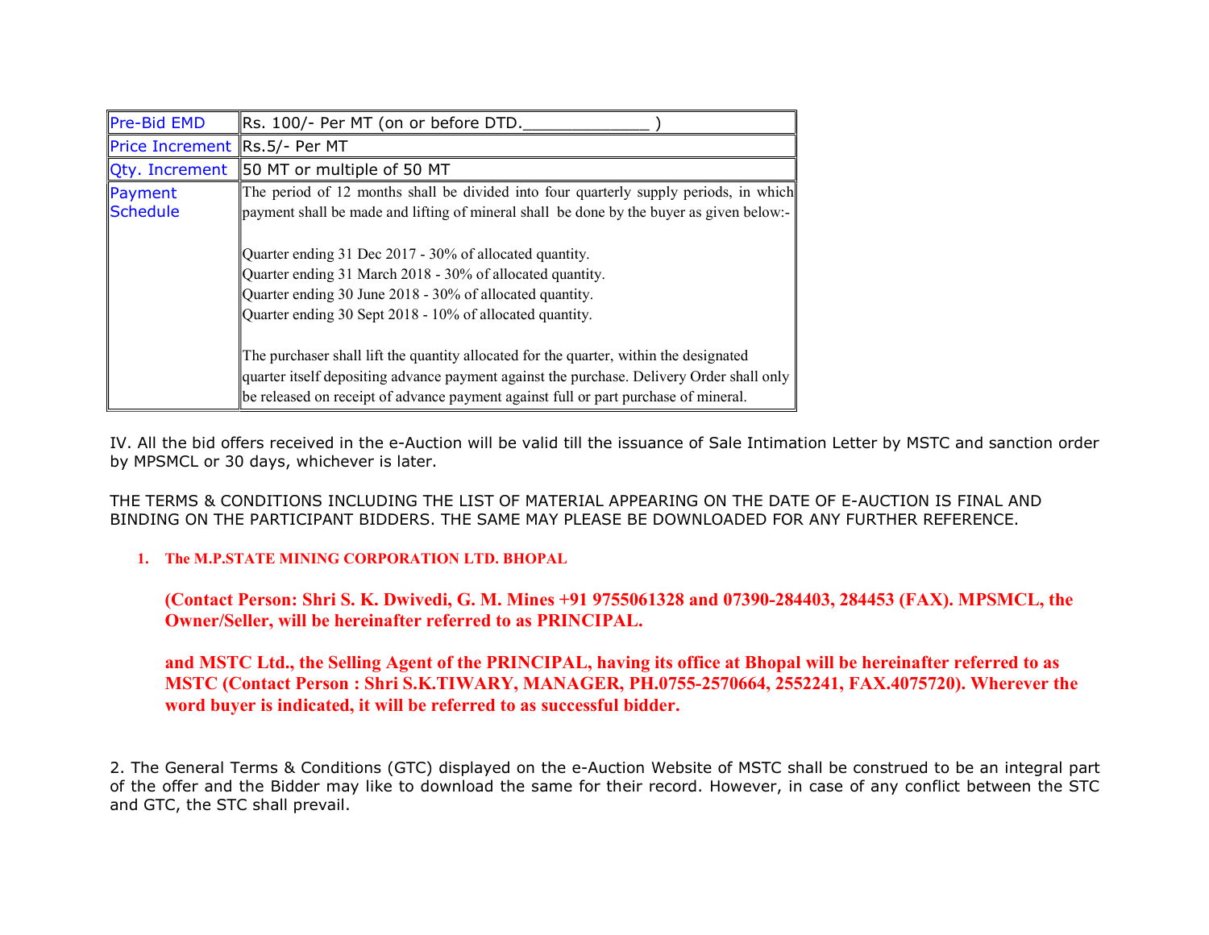| Pre-Bid EMD | Rs. 100/- Per MT (on or before DTD.____________ ) |
|---|---|
| Price Increment | Rs.5/- Per MT |
| Qty. Increment | 50 MT or multiple of 50 MT |
| Payment Schedule | The period of 12 months shall be divided into four quarterly supply periods, in which payment shall be made and lifting of mineral shall be done by the buyer as given below:-<br><br>Quarter ending 31 Dec 2017 - 30% of allocated quantity.<br>Quarter ending 31 March 2018 - 30% of allocated quantity.<br>Quarter ending 30 June 2018 - 30% of allocated quantity.<br>Quarter ending 30 Sept 2018 - 10% of allocated quantity.<br><br>The purchaser shall lift the quantity allocated for the quarter, within the designated quarter itself depositing advance payment against the purchase. Delivery Order shall only be released on receipt of advance payment against full or part purchase of mineral. |

IV. All the bid offers received in the e-Auction will be valid till the issuance of Sale Intimation Letter by MSTC and sanction order by MPSMCL or 30 days, whichever is later.

THE TERMS & CONDITIONS INCLUDING THE LIST OF MATERIAL APPEARING ON THE DATE OF E-AUCTION IS FINAL AND BINDING ON THE PARTICIPANT BIDDERS. THE SAME MAY PLEASE BE DOWNLOADED FOR ANY FURTHER REFERENCE.

1. **The M.P.STATE MINING CORPORATION LTD. BHOPAL**

   **(Contact Person: Shri S. K. Dwivedi, G. M. Mines +91 9755061328 and 07390-284403, 284453 (FAX). MPSMCL, the Owner/Seller, will be hereinafter referred to as PRINCIPAL.**

   **and MSTC Ltd., the Selling Agent of the PRINCIPAL, having its office at Bhopal will be hereinafter referred to as MSTC (Contact Person : Shri S.K.TIWARY, MANAGER, PH.0755-2570664, 2552241, FAX.4075720). Wherever the word buyer is indicated, it will be referred to as successful bidder.**

2. The General Terms & Conditions (GTC) displayed on the e-Auction Website of MSTC shall be construed to be an integral part of the offer and the Bidder may like to download the same for their record. However, in case of any conflict between the STC and GTC, the STC shall prevail.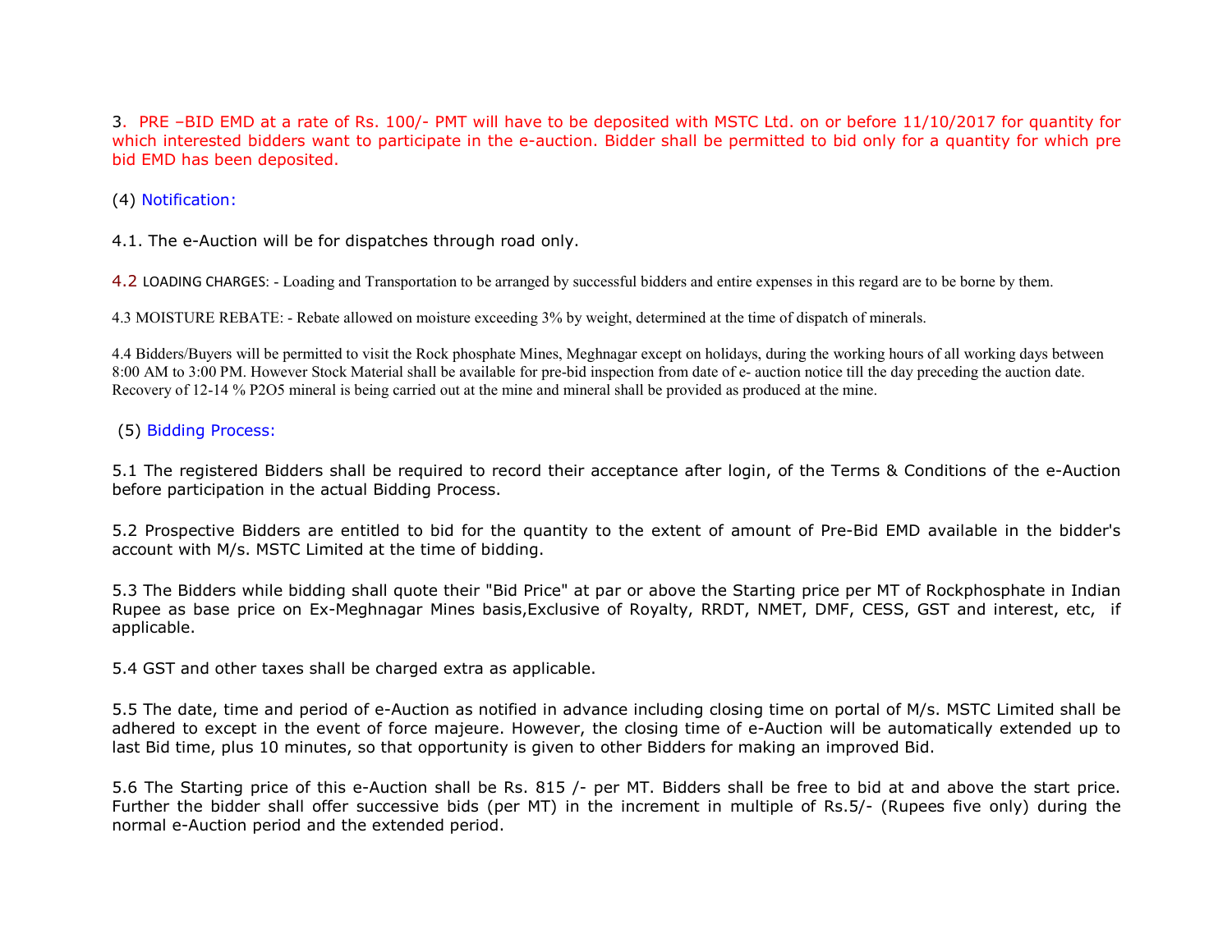3. PRE –BID EMD at a rate of Rs. 100/- PMT will have to be deposited with MSTC Ltd. on or before 11/10/2017 for quantity for which interested bidders want to participate in the e-auction. Bidder shall be permitted to bid only for a quantity for which pre bid EMD has been deposited.

(4) Notification:

4.1. The e-Auction will be for dispatches through road only.

4.2 LOADING CHARGES: - Loading and Transportation to be arranged by successful bidders and entire expenses in this regard are to be borne by them.

4.3 MOISTURE REBATE: - Rebate allowed on moisture exceeding 3% by weight, determined at the time of dispatch of minerals.

4.4 Bidders/Buyers will be permitted to visit the Rock phosphate Mines, Meghnagar except on holidays, during the working hours of all working days between 8:00 AM to 3:00 PM. However Stock Material shall be available for pre-bid inspection from date of e- auction notice till the day preceding the auction date. Recovery of 12-14 % $P_2O_5$ mineral is being carried out at the mine and mineral shall be provided as produced at the mine.

(5) Bidding Process:

5.1 The registered Bidders shall be required to record their acceptance after login, of the Terms & Conditions of the e-Auction before participation in the actual Bidding Process.

5.2 Prospective Bidders are entitled to bid for the quantity to the extent of amount of Pre-Bid EMD available in the bidder's account with M/s. MSTC Limited at the time of bidding.

5.3 The Bidders while bidding shall quote their "Bid Price" at par or above the Starting price per MT of Rockphosphate in Indian Rupee as base price on Ex-Meghnagar Mines basis,Exclusive of Royalty, RRDT, NMET, DMF, CESS, GST and interest, etc, if applicable.

5.4 GST and other taxes shall be charged extra as applicable.

5.5 The date, time and period of e-Auction as notified in advance including closing time on portal of M/s. MSTC Limited shall be adhered to except in the event of force majeure. However, the closing time of e-Auction will be automatically extended up to last Bid time, plus 10 minutes, so that opportunity is given to other Bidders for making an improved Bid.

5.6 The Starting price of this e-Auction shall be Rs. 815 /- per MT. Bidders shall be free to bid at and above the start price. Further the bidder shall offer successive bids (per MT) in the increment in multiple of Rs.5/- (Rupees five only) during the normal e-Auction period and the extended period.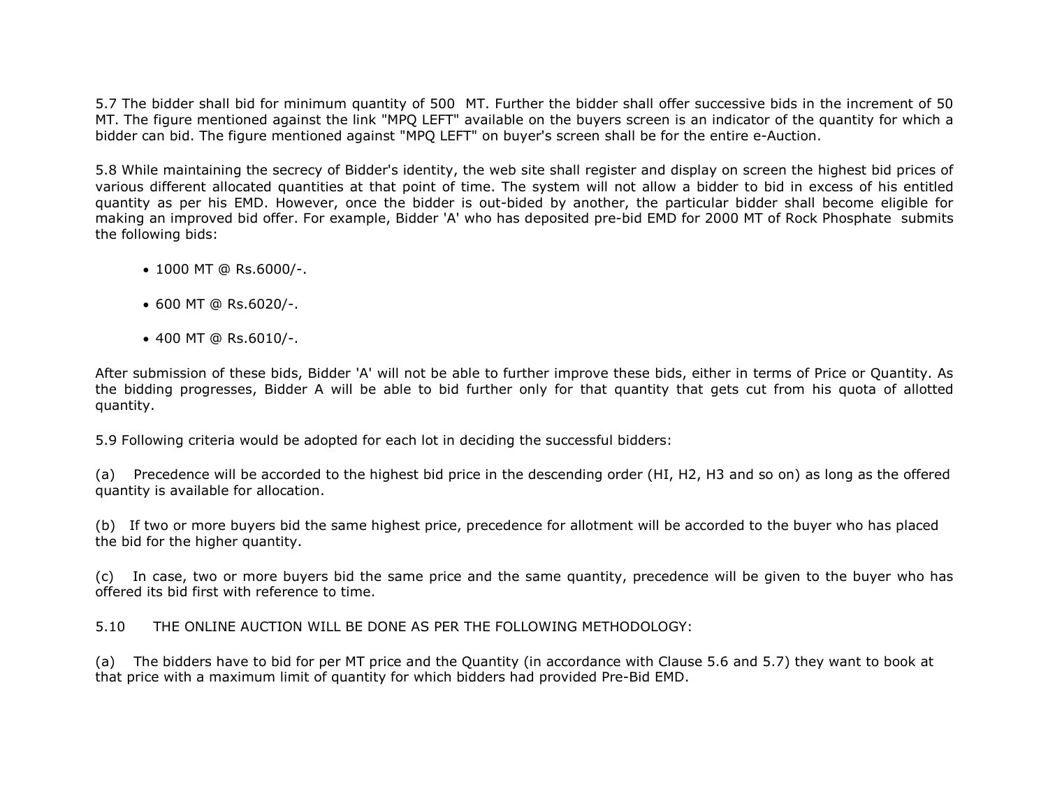5.7 The bidder shall bid for minimum quantity of 500 MT. Further the bidder shall offer successive bids in the increment of 50 MT. The figure mentioned against the link "MPQ LEFT" available on the buyers screen is an indicator of the quantity for which a bidder can bid. The figure mentioned against "MPQ LEFT" on buyer's screen shall be for the entire e-Auction.

5.8 While maintaining the secrecy of Bidder's identity, the web site shall register and display on screen the highest bid prices of various different allocated quantities at that point of time. The system will not allow a bidder to bid in excess of his entitled quantity as per his EMD. However, once the bidder is out-bided by another, the particular bidder shall become eligible for making an improved bid offer. For example, Bidder 'A' who has deposited pre-bid EMD for 2000 MT of Rock Phosphate submits the following bids:

- 1000 MT @ Rs.6000/-.
- 600 MT @ Rs.6020/-.
- 400 MT @ Rs.6010/-.

After submission of these bids, Bidder 'A' will not be able to further improve these bids, either in terms of Price or Quantity. As the bidding progresses, Bidder A will be able to bid further only for that quantity that gets cut from his quota of allotted quantity.

5.9 Following criteria would be adopted for each lot in deciding the successful bidders:

(a) Precedence will be accorded to the highest bid price in the descending order (HI, H2, H3 and so on) as long as the offered quantity is available for allocation.

(b) If two or more buyers bid the same highest price, precedence for allotment will be accorded to the buyer who has placed the bid for the higher quantity.

(c) In case, two or more buyers bid the same price and the same quantity, precedence will be given to the buyer who has offered its bid first with reference to time.

5.10 THE ONLINE AUCTION WILL BE DONE AS PER THE FOLLOWING METHODOLOGY:

(a) The bidders have to bid for per MT price and the Quantity (in accordance with Clause 5.6 and 5.7) they want to book at that price with a maximum limit of quantity for which bidders had provided Pre-Bid EMD.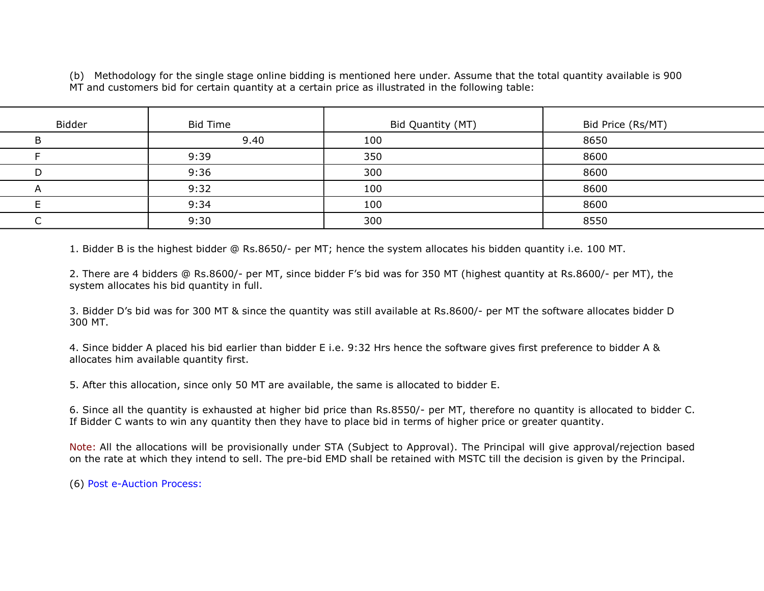(b) Methodology for the single stage online bidding is mentioned here under. Assume that the total quantity available is 900 MT and customers bid for certain quantity at a certain price as illustrated in the following table:

| Bidder | Bid Time | Bid Quantity (MT) | Bid Price (Rs/MT) |
|---|---|---|---|
| B | 9.40 | 100 | 8650 |
| F | 9:39 | 350 | 8600 |
| D | 9:36 | 300 | 8600 |
| A | 9:32 | 100 | 8600 |
| E | 9:34 | 100 | 8600 |
| C | 9:30 | 300 | 8550 |

1. Bidder B is the highest bidder @ Rs.8650/- per MT; hence the system allocates his bidden quantity i.e. 100 MT.

2. There are 4 bidders @ Rs.8600/- per MT, since bidder F's bid was for 350 MT (highest quantity at Rs.8600/- per MT), the system allocates his bid quantity in full.

3. Bidder D's bid was for 300 MT & since the quantity was still available at Rs.8600/- per MT the software allocates bidder D 300 MT.

4. Since bidder A placed his bid earlier than bidder E i.e. 9:32 Hrs hence the software gives first preference to bidder A & allocates him available quantity first.

5. After this allocation, since only 50 MT are available, the same is allocated to bidder E.

6. Since all the quantity is exhausted at higher bid price than Rs.8550/- per MT, therefore no quantity is allocated to bidder C. If Bidder C wants to win any quantity then they have to place bid in terms of higher price or greater quantity.

Note: All the allocations will be provisionally under STA (Subject to Approval). The Principal will give approval/rejection based on the rate at which they intend to sell. The pre-bid EMD shall be retained with MSTC till the decision is given by the Principal.

(6) Post e-Auction Process: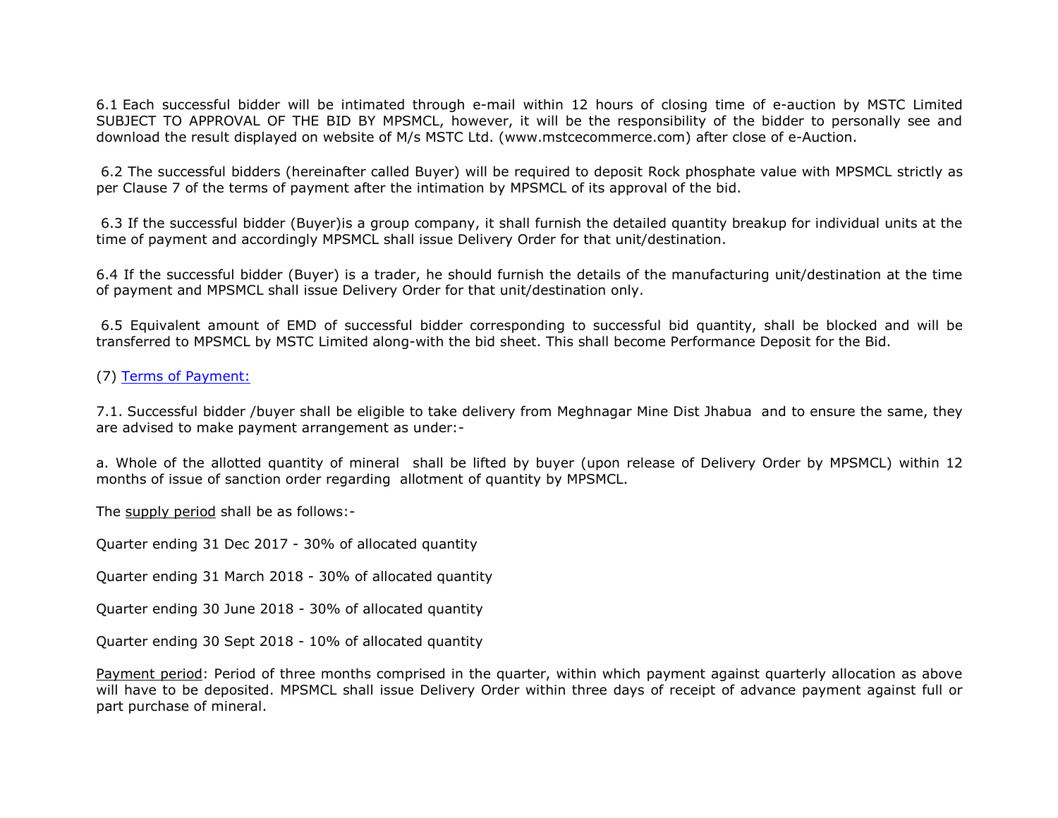6.1 Each successful bidder will be intimated through e-mail within 12 hours of closing time of e-auction by MSTC Limited SUBJECT TO APPROVAL OF THE BID BY MPSMCL, however, it will be the responsibility of the bidder to personally see and download the result displayed on website of M/s MSTC Ltd. (www.mstcecommerce.com) after close of e-Auction.

6.2 The successful bidders (hereinafter called Buyer) will be required to deposit Rock phosphate value with MPSMCL strictly as per Clause 7 of the terms of payment after the intimation by MPSMCL of its approval of the bid.

6.3 If the successful bidder (Buyer)is a group company, it shall furnish the detailed quantity breakup for individual units at the time of payment and accordingly MPSMCL shall issue Delivery Order for that unit/destination.

6.4 If the successful bidder (Buyer) is a trader, he should furnish the details of the manufacturing unit/destination at the time of payment and MPSMCL shall issue Delivery Order for that unit/destination only.

6.5 Equivalent amount of EMD of successful bidder corresponding to successful bid quantity, shall be blocked and will be transferred to MPSMCL by MSTC Limited along-with the bid sheet. This shall become Performance Deposit for the Bid.

(7) Terms of Payment:

7.1. Successful bidder /buyer shall be eligible to take delivery from Meghnagar Mine Dist Jhabua and to ensure the same, they are advised to make payment arrangement as under:-

a. Whole of the allotted quantity of mineral shall be lifted by buyer (upon release of Delivery Order by MPSMCL) within 12 months of issue of sanction order regarding allotment of quantity by MPSMCL.

The supply period shall be as follows:-

Quarter ending 31 Dec 2017 - 30% of allocated quantity

Quarter ending 31 March 2018 - 30% of allocated quantity

Quarter ending 30 June 2018 - 30% of allocated quantity

Quarter ending 30 Sept 2018 - 10% of allocated quantity

Payment period: Period of three months comprised in the quarter, within which payment against quarterly allocation as above will have to be deposited. MPSMCL shall issue Delivery Order within three days of receipt of advance payment against full or part purchase of mineral.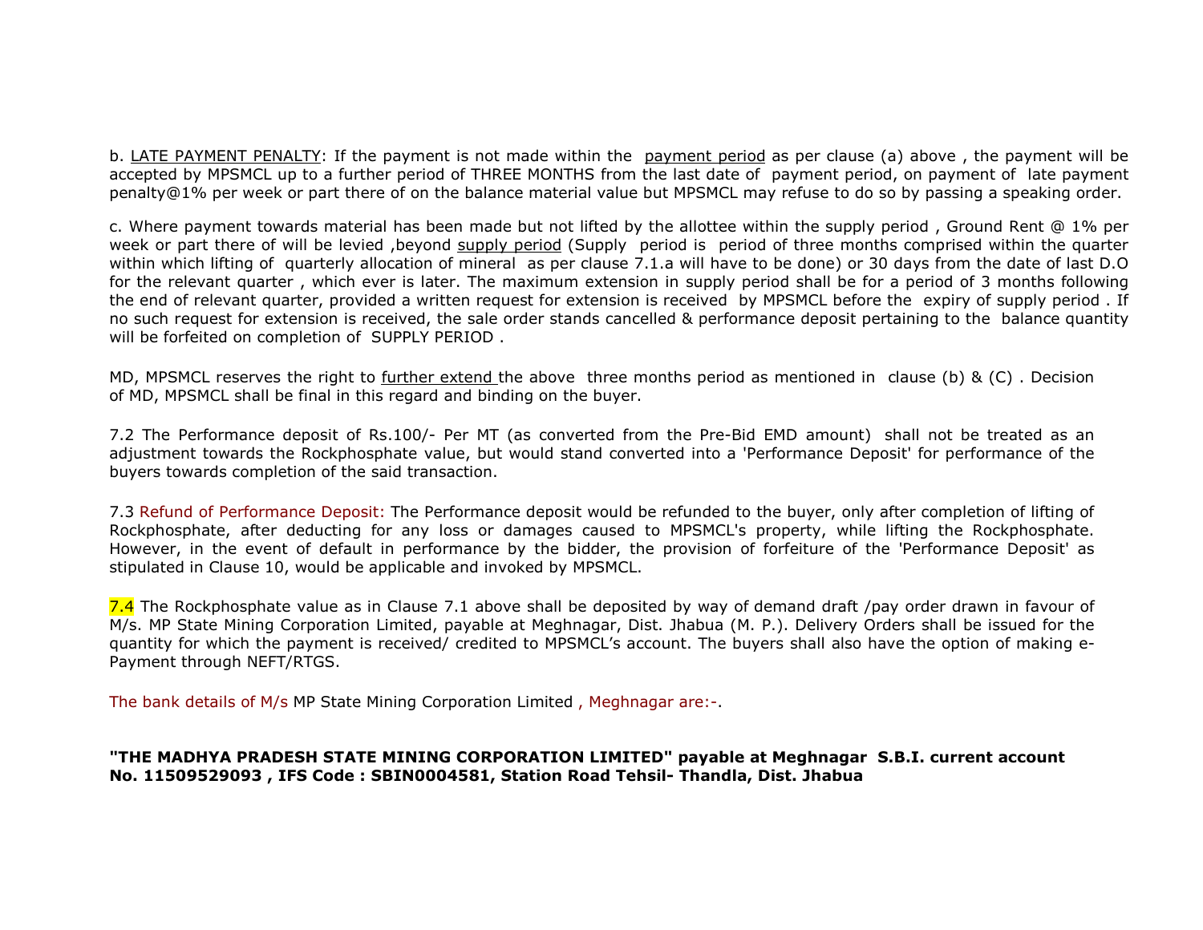b. LATE PAYMENT PENALTY: If the payment is not made within the payment period as per clause (a) above , the payment will be accepted by MPSMCL up to a further period of THREE MONTHS from the last date of payment period, on payment of late payment penalty@1% per week or part there of on the balance material value but MPSMCL may refuse to do so by passing a speaking order.

c. Where payment towards material has been made but not lifted by the allottee within the supply period , Ground Rent @ 1% per week or part there of will be levied ,beyond supply period (Supply period is period of three months comprised within the quarter within which lifting of quarterly allocation of mineral as per clause 7.1.a will have to be done) or 30 days from the date of last D.O for the relevant quarter , which ever is later. The maximum extension in supply period shall be for a period of 3 months following the end of relevant quarter, provided a written request for extension is received by MPSMCL before the expiry of supply period . If no such request for extension is received, the sale order stands cancelled & performance deposit pertaining to the balance quantity will be forfeited on completion of SUPPLY PERIOD .

MD, MPSMCL reserves the right to further extend the above three months period as mentioned in clause (b) & (C) . Decision of MD, MPSMCL shall be final in this regard and binding on the buyer.

7.2 The Performance deposit of Rs.100/- Per MT (as converted from the Pre-Bid EMD amount) shall not be treated as an adjustment towards the Rockphosphate value, but would stand converted into a 'Performance Deposit' for performance of the buyers towards completion of the said transaction.

7.3 Refund of Performance Deposit: The Performance deposit would be refunded to the buyer, only after completion of lifting of Rockphosphate, after deducting for any loss or damages caused to MPSMCL's property, while lifting the Rockphosphate. However, in the event of default in performance by the bidder, the provision of forfeiture of the 'Performance Deposit' as stipulated in Clause 10, would be applicable and invoked by MPSMCL.

7.4 The Rockphosphate value as in Clause 7.1 above shall be deposited by way of demand draft /pay order drawn in favour of M/s. MP State Mining Corporation Limited, payable at Meghnagar, Dist. Jhabua (M. P.). Delivery Orders shall be issued for the quantity for which the payment is received/ credited to MPSMCL's account. The buyers shall also have the option of making e-Payment through NEFT/RTGS.

The bank details of M/s MP State Mining Corporation Limited , Meghnagar are:-.

**"THE MADHYA PRADESH STATE MINING CORPORATION LIMITED" payable at Meghnagar S.B.I. current account No. 11509529093 , IFS Code : SBIN0004581, Station Road Tehsil- Thandla, Dist. Jhabua**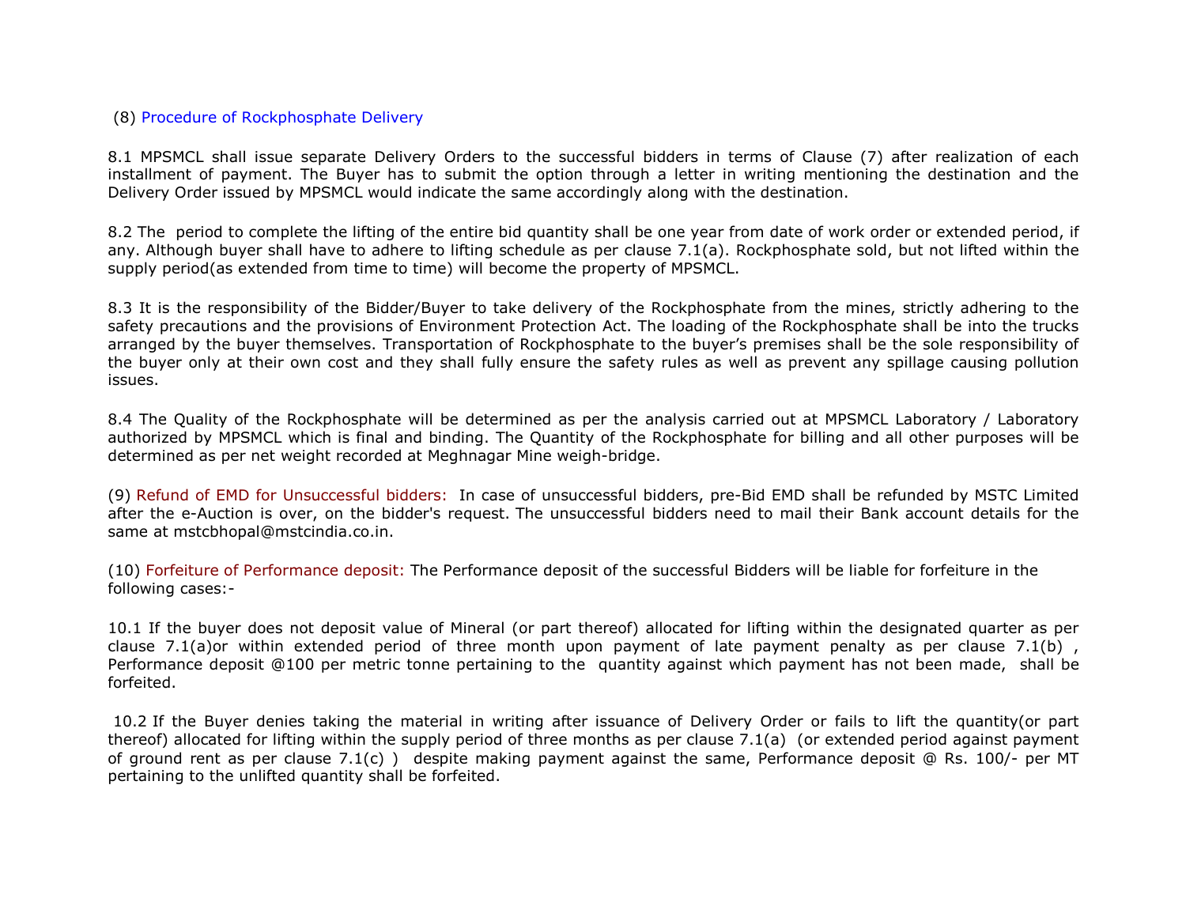(8) Procedure of Rockphosphate Delivery

8.1 MPSMCL shall issue separate Delivery Orders to the successful bidders in terms of Clause (7) after realization of each installment of payment. The Buyer has to submit the option through a letter in writing mentioning the destination and the Delivery Order issued by MPSMCL would indicate the same accordingly along with the destination.

8.2 The period to complete the lifting of the entire bid quantity shall be one year from date of work order or extended period, if any. Although buyer shall have to adhere to lifting schedule as per clause 7.1(a). Rockphosphate sold, but not lifted within the supply period(as extended from time to time) will become the property of MPSMCL.

8.3 It is the responsibility of the Bidder/Buyer to take delivery of the Rockphosphate from the mines, strictly adhering to the safety precautions and the provisions of Environment Protection Act. The loading of the Rockphosphate shall be into the trucks arranged by the buyer themselves. Transportation of Rockphosphate to the buyer's premises shall be the sole responsibility of the buyer only at their own cost and they shall fully ensure the safety rules as well as prevent any spillage causing pollution issues.

8.4 The Quality of the Rockphosphate will be determined as per the analysis carried out at MPSMCL Laboratory / Laboratory authorized by MPSMCL which is final and binding. The Quantity of the Rockphosphate for billing and all other purposes will be determined as per net weight recorded at Meghnagar Mine weigh-bridge.

(9) Refund of EMD for Unsuccessful bidders: In case of unsuccessful bidders, pre-Bid EMD shall be refunded by MSTC Limited after the e-Auction is over, on the bidder's request. The unsuccessful bidders need to mail their Bank account details for the same at mstcbhopal@mstcindia.co.in.

(10) Forfeiture of Performance deposit: The Performance deposit of the successful Bidders will be liable for forfeiture in the following cases:-

10.1 If the buyer does not deposit value of Mineral (or part thereof) allocated for lifting within the designated quarter as per clause 7.1(a)or within extended period of three month upon payment of late payment penalty as per clause 7.1(b) , Performance deposit @100 per metric tonne pertaining to the quantity against which payment has not been made, shall be forfeited.

10.2 If the Buyer denies taking the material in writing after issuance of Delivery Order or fails to lift the quantity(or part thereof) allocated for lifting within the supply period of three months as per clause 7.1(a) (or extended period against payment of ground rent as per clause 7.1(c) ) despite making payment against the same, Performance deposit @ Rs. 100/- per MT pertaining to the unlifted quantity shall be forfeited.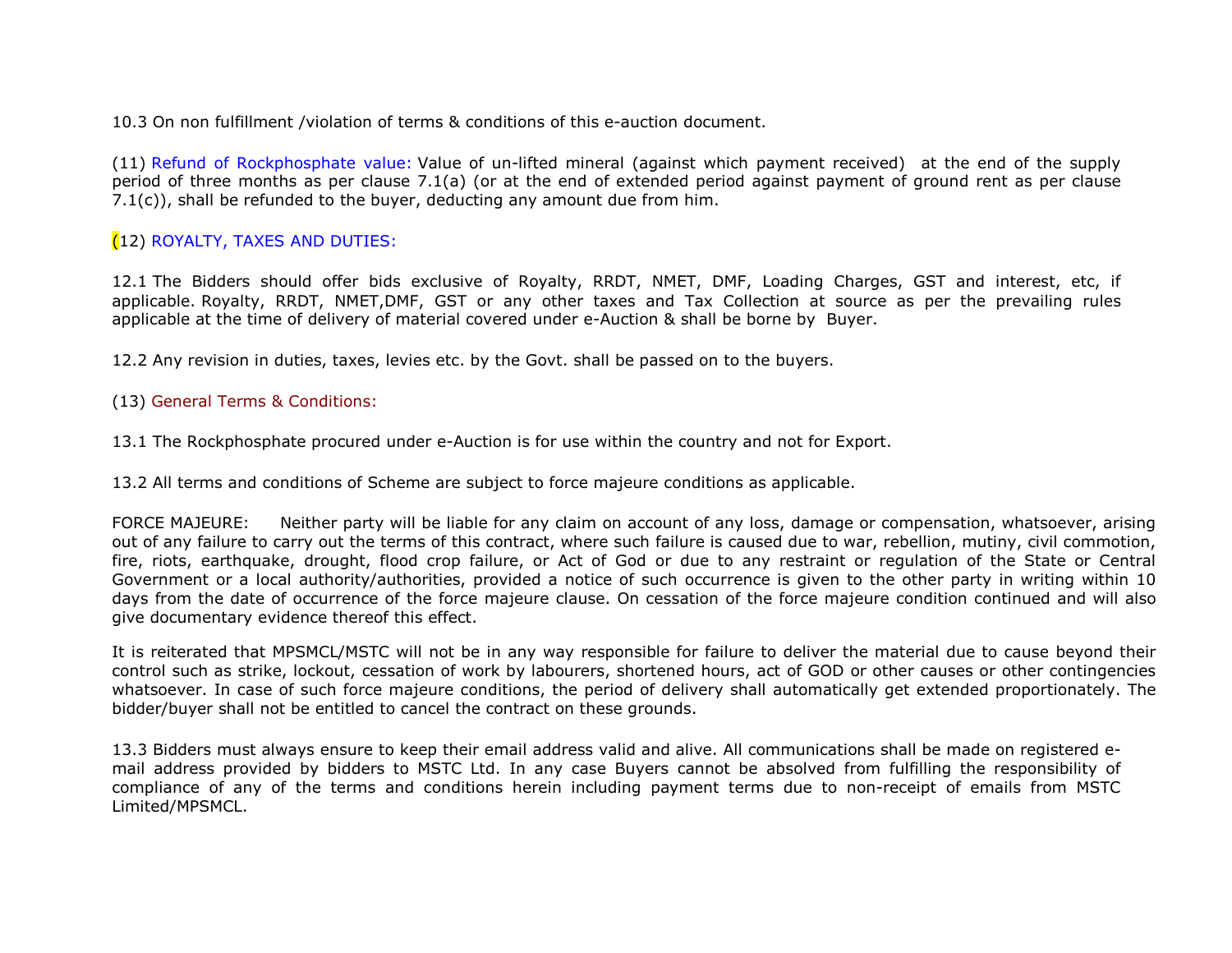10.3 On non fulfillment /violation of terms & conditions of this e-auction document.

(11) Refund of Rockphosphate value: Value of un-lifted mineral (against which payment received) at the end of the supply period of three months as per clause 7.1(a) (or at the end of extended period against payment of ground rent as per clause 7.1(c)), shall be refunded to the buyer, deducting any amount due from him.

(12) ROYALTY, TAXES AND DUTIES:

12.1 The Bidders should offer bids exclusive of Royalty, RRDT, NMET, DMF, Loading Charges, GST and interest, etc, if applicable. Royalty, RRDT, NMET,DMF, GST or any other taxes and Tax Collection at source as per the prevailing rules applicable at the time of delivery of material covered under e-Auction & shall be borne by Buyer.

12.2 Any revision in duties, taxes, levies etc. by the Govt. shall be passed on to the buyers.

(13) General Terms & Conditions:

13.1 The Rockphosphate procured under e-Auction is for use within the country and not for Export.

13.2 All terms and conditions of Scheme are subject to force majeure conditions as applicable.

FORCE MAJEURE: Neither party will be liable for any claim on account of any loss, damage or compensation, whatsoever, arising out of any failure to carry out the terms of this contract, where such failure is caused due to war, rebellion, mutiny, civil commotion, fire, riots, earthquake, drought, flood crop failure, or Act of God or due to any restraint or regulation of the State or Central Government or a local authority/authorities, provided a notice of such occurrence is given to the other party in writing within 10 days from the date of occurrence of the force majeure clause. On cessation of the force majeure condition continued and will also give documentary evidence thereof this effect.

It is reiterated that MPSMCL/MSTC will not be in any way responsible for failure to deliver the material due to cause beyond their control such as strike, lockout, cessation of work by labourers, shortened hours, act of GOD or other causes or other contingencies whatsoever. In case of such force majeure conditions, the period of delivery shall automatically get extended proportionately. The bidder/buyer shall not be entitled to cancel the contract on these grounds.

13.3 Bidders must always ensure to keep their email address valid and alive. All communications shall be made on registered e-mail address provided by bidders to MSTC Ltd. In any case Buyers cannot be absolved from fulfilling the responsibility of compliance of any of the terms and conditions herein including payment terms due to non-receipt of emails from MSTC Limited/MPSMCL.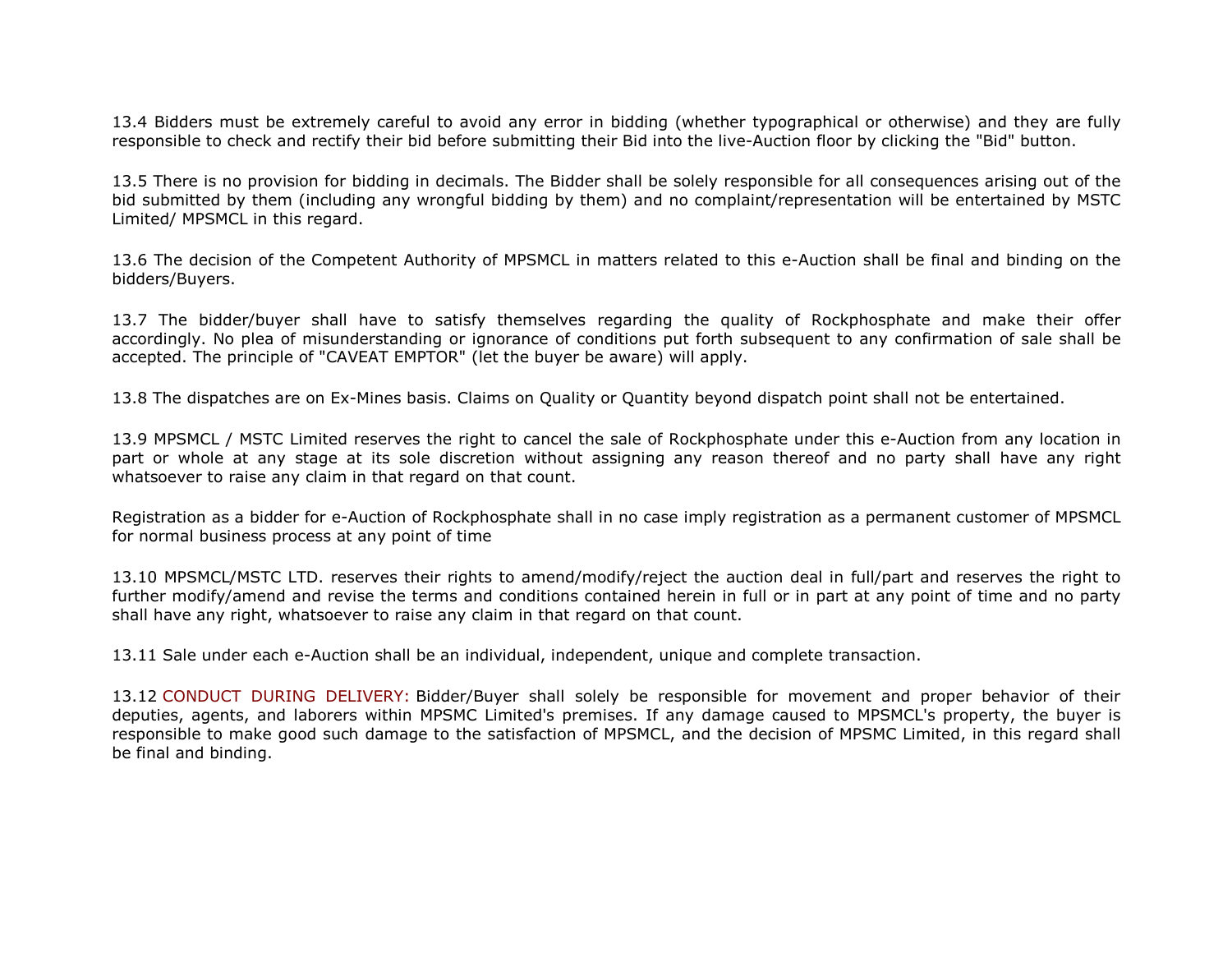13.4 Bidders must be extremely careful to avoid any error in bidding (whether typographical or otherwise) and they are fully responsible to check and rectify their bid before submitting their Bid into the live-Auction floor by clicking the "Bid" button.

13.5 There is no provision for bidding in decimals. The Bidder shall be solely responsible for all consequences arising out of the bid submitted by them (including any wrongful bidding by them) and no complaint/representation will be entertained by MSTC Limited/ MPSMCL in this regard.

13.6 The decision of the Competent Authority of MPSMCL in matters related to this e-Auction shall be final and binding on the bidders/Buyers.

13.7 The bidder/buyer shall have to satisfy themselves regarding the quality of Rockphosphate and make their offer accordingly. No plea of misunderstanding or ignorance of conditions put forth subsequent to any confirmation of sale shall be accepted. The principle of "CAVEAT EMPTOR" (let the buyer be aware) will apply.

13.8 The dispatches are on Ex-Mines basis. Claims on Quality or Quantity beyond dispatch point shall not be entertained.

13.9 MPSMCL / MSTC Limited reserves the right to cancel the sale of Rockphosphate under this e-Auction from any location in part or whole at any stage at its sole discretion without assigning any reason thereof and no party shall have any right whatsoever to raise any claim in that regard on that count.

Registration as a bidder for e-Auction of Rockphosphate shall in no case imply registration as a permanent customer of MPSMCL for normal business process at any point of time

13.10 MPSMCL/MSTC LTD. reserves their rights to amend/modify/reject the auction deal in full/part and reserves the right to further modify/amend and revise the terms and conditions contained herein in full or in part at any point of time and no party shall have any right, whatsoever to raise any claim in that regard on that count.

13.11 Sale under each e-Auction shall be an individual, independent, unique and complete transaction.

13.12 CONDUCT DURING DELIVERY: Bidder/Buyer shall solely be responsible for movement and proper behavior of their deputies, agents, and laborers within MPSMC Limited's premises. If any damage caused to MPSMCL's property, the buyer is responsible to make good such damage to the satisfaction of MPSMCL, and the decision of MPSMC Limited, in this regard shall be final and binding.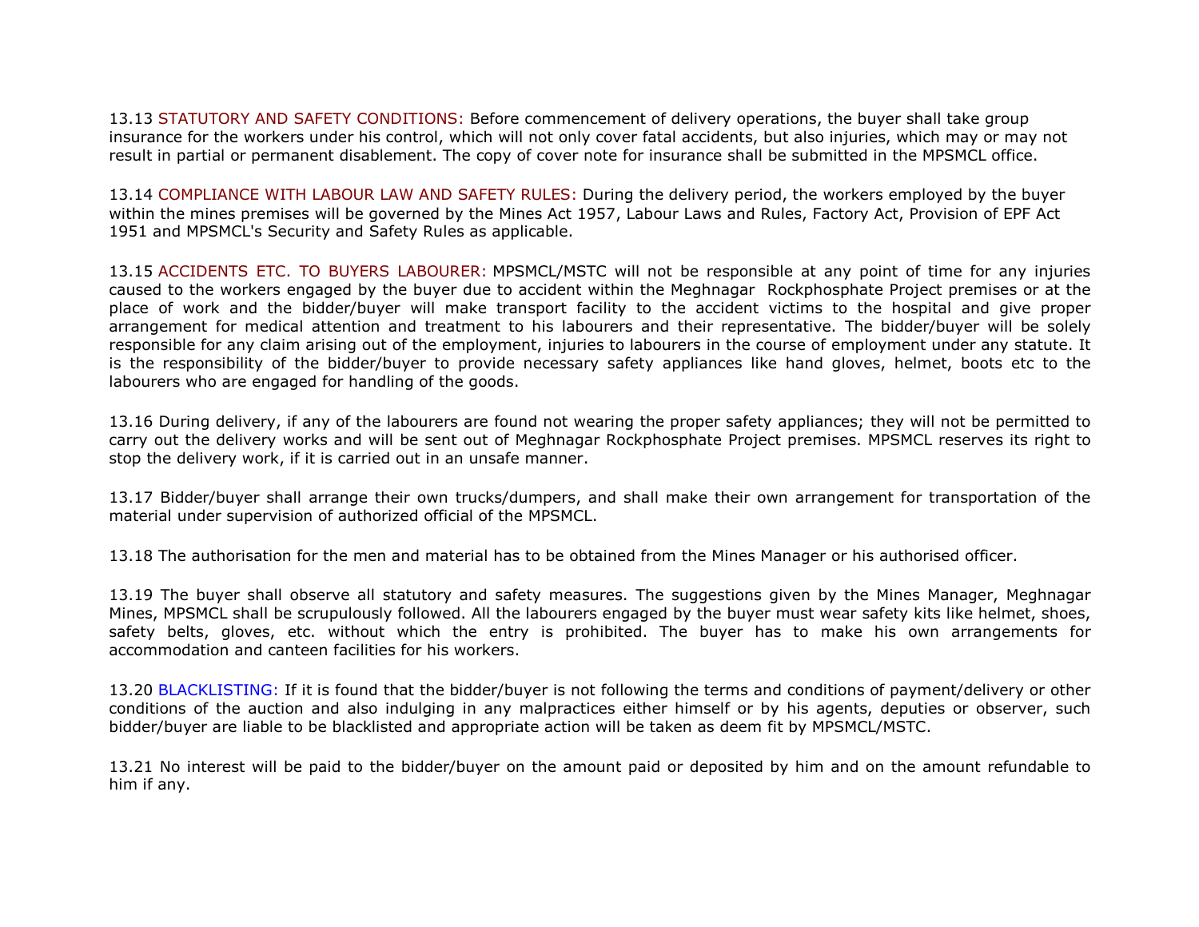13.13 STATUTORY AND SAFETY CONDITIONS: Before commencement of delivery operations, the buyer shall take group insurance for the workers under his control, which will not only cover fatal accidents, but also injuries, which may or may not result in partial or permanent disablement. The copy of cover note for insurance shall be submitted in the MPSMCL office.

13.14 COMPLIANCE WITH LABOUR LAW AND SAFETY RULES: During the delivery period, the workers employed by the buyer within the mines premises will be governed by the Mines Act 1957, Labour Laws and Rules, Factory Act, Provision of EPF Act 1951 and MPSMCL's Security and Safety Rules as applicable.

13.15 ACCIDENTS ETC. TO BUYERS LABOURER: MPSMCL/MSTC will not be responsible at any point of time for any injuries caused to the workers engaged by the buyer due to accident within the Meghnagar Rockphosphate Project premises or at the place of work and the bidder/buyer will make transport facility to the accident victims to the hospital and give proper arrangement for medical attention and treatment to his labourers and their representative. The bidder/buyer will be solely responsible for any claim arising out of the employment, injuries to labourers in the course of employment under any statute. It is the responsibility of the bidder/buyer to provide necessary safety appliances like hand gloves, helmet, boots etc to the labourers who are engaged for handling of the goods.

13.16 During delivery, if any of the labourers are found not wearing the proper safety appliances; they will not be permitted to carry out the delivery works and will be sent out of Meghnagar Rockphosphate Project premises. MPSMCL reserves its right to stop the delivery work, if it is carried out in an unsafe manner.

13.17 Bidder/buyer shall arrange their own trucks/dumpers, and shall make their own arrangement for transportation of the material under supervision of authorized official of the MPSMCL.

13.18 The authorisation for the men and material has to be obtained from the Mines Manager or his authorised officer.

13.19 The buyer shall observe all statutory and safety measures. The suggestions given by the Mines Manager, Meghnagar Mines, MPSMCL shall be scrupulously followed. All the labourers engaged by the buyer must wear safety kits like helmet, shoes, safety belts, gloves, etc. without which the entry is prohibited. The buyer has to make his own arrangements for accommodation and canteen facilities for his workers.

13.20 BLACKLISTING: If it is found that the bidder/buyer is not following the terms and conditions of payment/delivery or other conditions of the auction and also indulging in any malpractices either himself or by his agents, deputies or observer, such bidder/buyer are liable to be blacklisted and appropriate action will be taken as deem fit by MPSMCL/MSTC.

13.21 No interest will be paid to the bidder/buyer on the amount paid or deposited by him and on the amount refundable to him if any.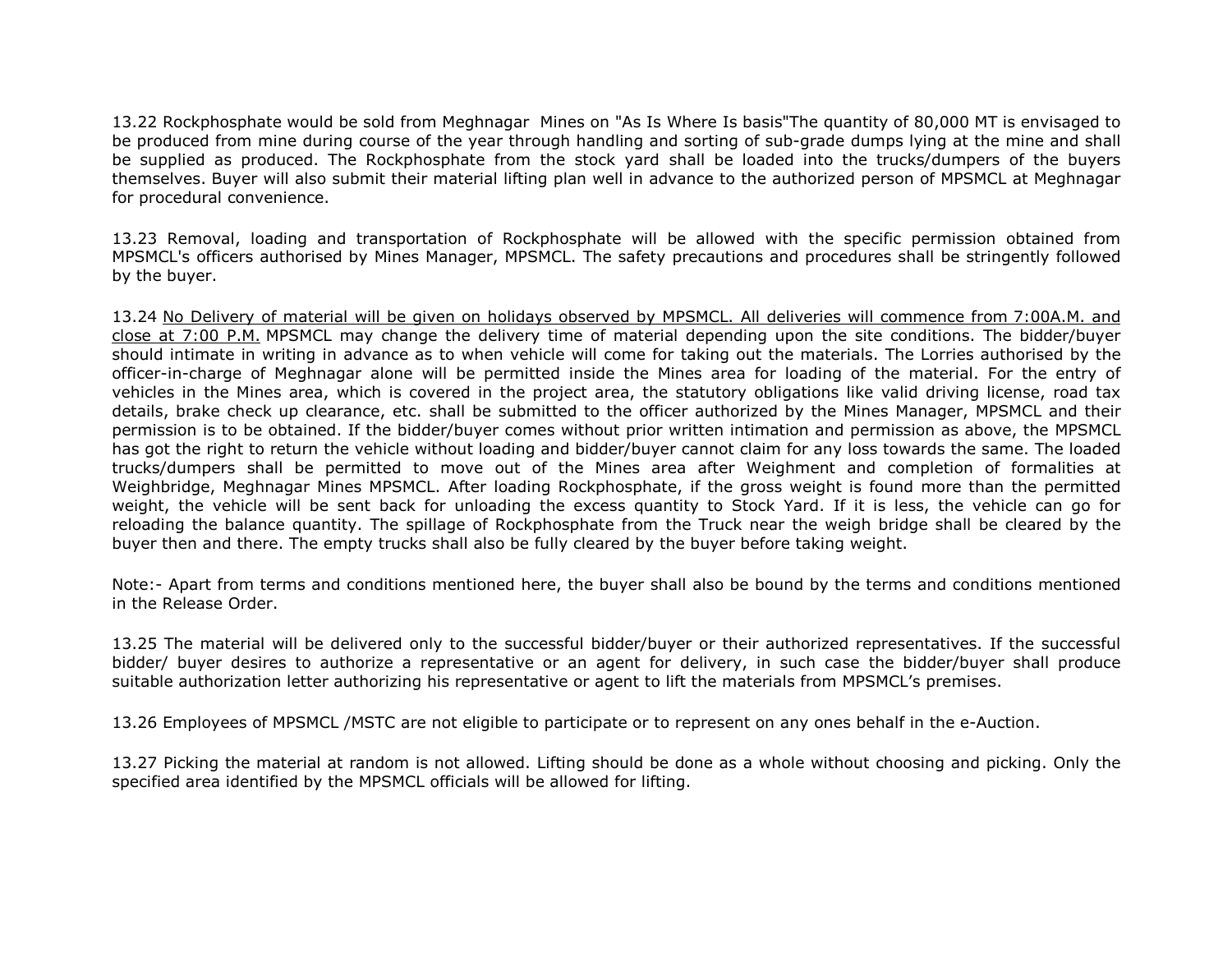13.22 Rockphosphate would be sold from Meghnagar Mines on "As Is Where Is basis"The quantity of 80,000 MT is envisaged to be produced from mine during course of the year through handling and sorting of sub-grade dumps lying at the mine and shall be supplied as produced. The Rockphosphate from the stock yard shall be loaded into the trucks/dumpers of the buyers themselves. Buyer will also submit their material lifting plan well in advance to the authorized person of MPSMCL at Meghnagar for procedural convenience.

13.23 Removal, loading and transportation of Rockphosphate will be allowed with the specific permission obtained from MPSMCL's officers authorised by Mines Manager, MPSMCL. The safety precautions and procedures shall be stringently followed by the buyer.

13.24 <u>No Delivery of material will be given on holidays observed by MPSMCL. All deliveries will commence from 7:00A.M. and close at 7:00 P.M.</u> MPSMCL may change the delivery time of material depending upon the site conditions. The bidder/buyer should intimate in writing in advance as to when vehicle will come for taking out the materials. The Lorries authorised by the officer-in-charge of Meghnagar alone will be permitted inside the Mines area for loading of the material. For the entry of vehicles in the Mines area, which is covered in the project area, the statutory obligations like valid driving license, road tax details, brake check up clearance, etc. shall be submitted to the officer authorized by the Mines Manager, MPSMCL and their permission is to be obtained. If the bidder/buyer comes without prior written intimation and permission as above, the MPSMCL has got the right to return the vehicle without loading and bidder/buyer cannot claim for any loss towards the same. The loaded trucks/dumpers shall be permitted to move out of the Mines area after Weighment and completion of formalities at Weighbridge, Meghnagar Mines MPSMCL. After loading Rockphosphate, if the gross weight is found more than the permitted weight, the vehicle will be sent back for unloading the excess quantity to Stock Yard. If it is less, the vehicle can go for reloading the balance quantity. The spillage of Rockphosphate from the Truck near the weigh bridge shall be cleared by the buyer then and there. The empty trucks shall also be fully cleared by the buyer before taking weight.

Note:- Apart from terms and conditions mentioned here, the buyer shall also be bound by the terms and conditions mentioned in the Release Order.

13.25 The material will be delivered only to the successful bidder/buyer or their authorized representatives. If the successful bidder/ buyer desires to authorize a representative or an agent for delivery, in such case the bidder/buyer shall produce suitable authorization letter authorizing his representative or agent to lift the materials from MPSMCL's premises.

13.26 Employees of MPSMCL /MSTC are not eligible to participate or to represent on any ones behalf in the e-Auction.

13.27 Picking the material at random is not allowed. Lifting should be done as a whole without choosing and picking. Only the specified area identified by the MPSMCL officials will be allowed for lifting.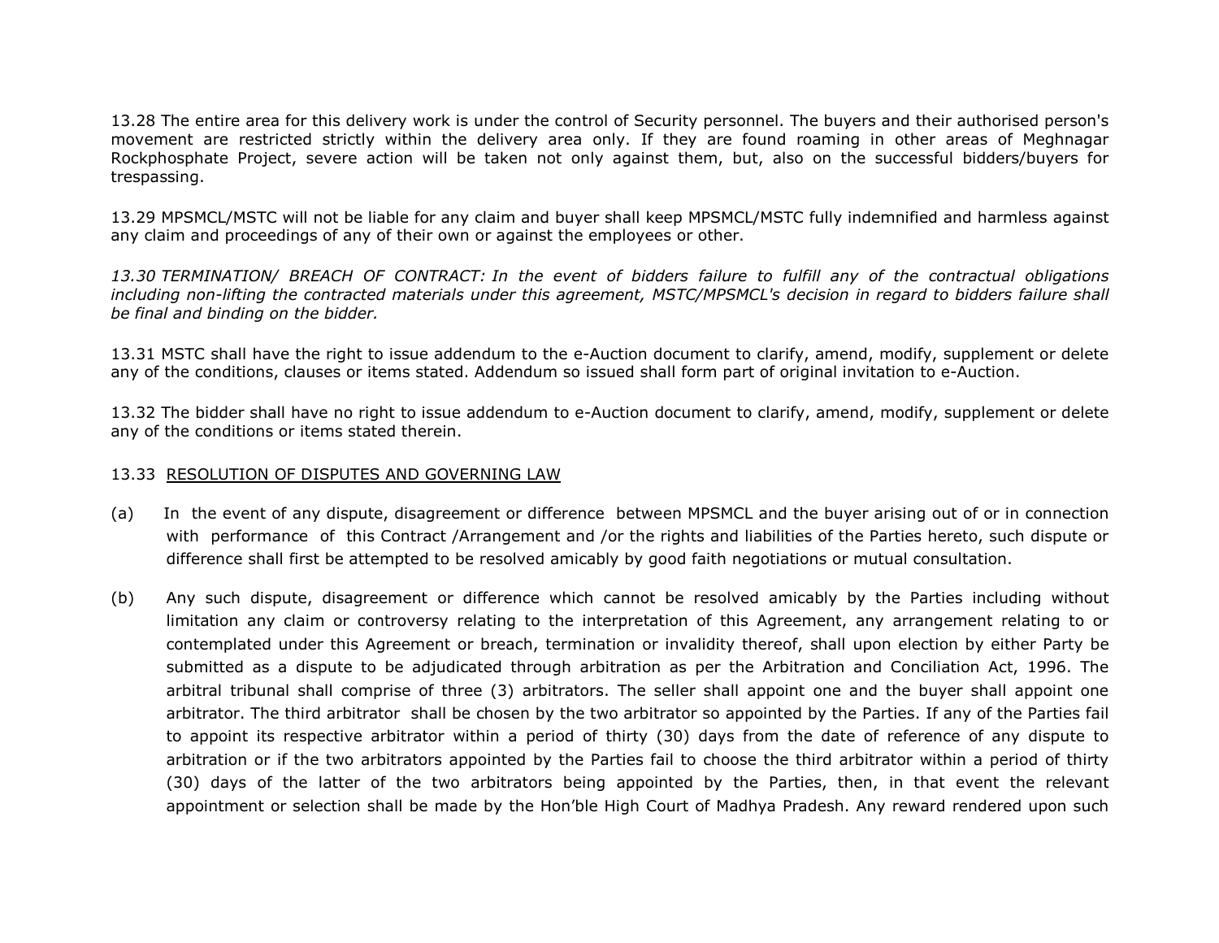13.28 The entire area for this delivery work is under the control of Security personnel. The buyers and their authorised person's movement are restricted strictly within the delivery area only. If they are found roaming in other areas of Meghnagar Rockphosphate Project, severe action will be taken not only against them, but, also on the successful bidders/buyers for trespassing.

13.29 MPSMCL/MSTC will not be liable for any claim and buyer shall keep MPSMCL/MSTC fully indemnified and harmless against any claim and proceedings of any of their own or against the employees or other.

*13.30 TERMINATION/ BREACH OF CONTRACT: In the event of bidders failure to fulfill any of the contractual obligations including non-lifting the contracted materials under this agreement, MSTC/MPSMCL's decision in regard to bidders failure shall be final and binding on the bidder.*

13.31 MSTC shall have the right to issue addendum to the e-Auction document to clarify, amend, modify, supplement or delete any of the conditions, clauses or items stated. Addendum so issued shall form part of original invitation to e-Auction.

13.32 The bidder shall have no right to issue addendum to e-Auction document to clarify, amend, modify, supplement or delete any of the conditions or items stated therein.

13.33 <u>RESOLUTION OF DISPUTES AND GOVERNING LAW</u>

(a) In the event of any dispute, disagreement or difference between MPSMCL and the buyer arising out of or in connection with performance of this Contract /Arrangement and /or the rights and liabilities of the Parties hereto, such dispute or difference shall first be attempted to be resolved amicably by good faith negotiations or mutual consultation.

(b) Any such dispute, disagreement or difference which cannot be resolved amicably by the Parties including without limitation any claim or controversy relating to the interpretation of this Agreement, any arrangement relating to or contemplated under this Agreement or breach, termination or invalidity thereof, shall upon election by either Party be submitted as a dispute to be adjudicated through arbitration as per the Arbitration and Conciliation Act, 1996. The arbitral tribunal shall comprise of three (3) arbitrators. The seller shall appoint one and the buyer shall appoint one arbitrator. The third arbitrator shall be chosen by the two arbitrator so appointed by the Parties. If any of the Parties fail to appoint its respective arbitrator within a period of thirty (30) days from the date of reference of any dispute to arbitration or if the two arbitrators appointed by the Parties fail to choose the third arbitrator within a period of thirty (30) days of the latter of the two arbitrators being appointed by the Parties, then, in that event the relevant appointment or selection shall be made by the Hon'ble High Court of Madhya Pradesh. Any reward rendered upon such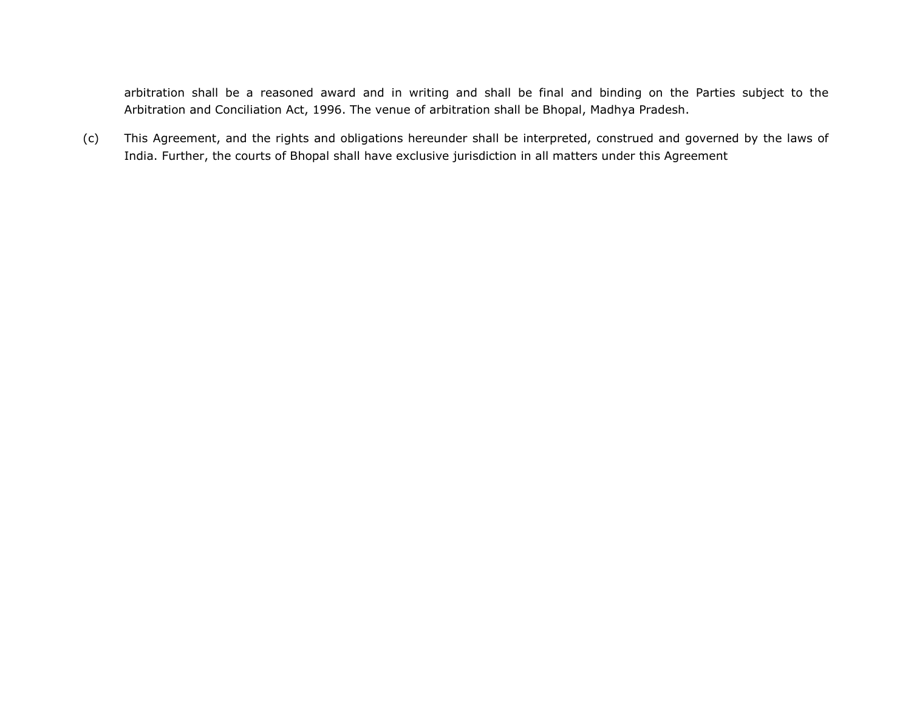arbitration shall be a reasoned award and in writing and shall be final and binding on the Parties subject to the Arbitration and Conciliation Act, 1996. The venue of arbitration shall be Bhopal, Madhya Pradesh.

(c) This Agreement, and the rights and obligations hereunder shall be interpreted, construed and governed by the laws of India. Further, the courts of Bhopal shall have exclusive jurisdiction in all matters under this Agreement